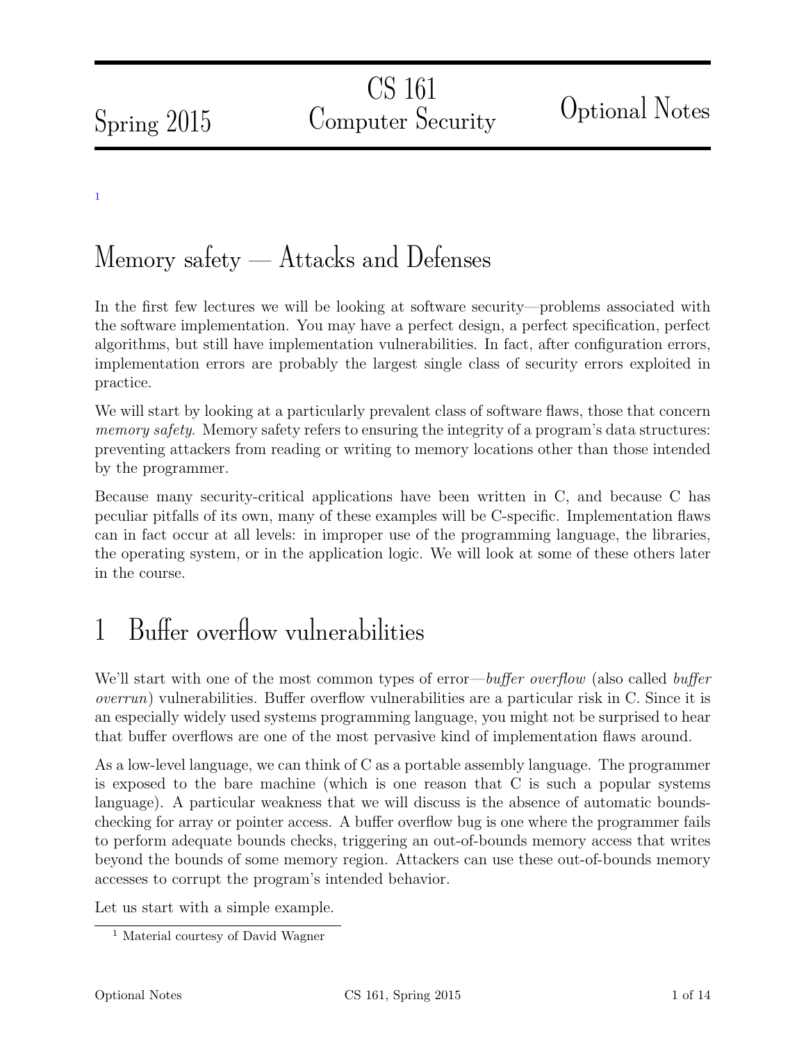# CS 161 Computer Security — Spring 2015 — Optional Notes

[1]

# Memory safety — Attacks and Defenses

In the first few lectures we will be looking at software security—problems associated with the software implementation. You may have a perfect design, a perfect specification, perfect algorithms, but still have implementation vulnerabilities. In fact, after configuration errors, implementation errors are probably the largest single class of security errors exploited in practice.

We will start by looking at a particularly prevalent class of software flaws, those that concern *memory safety*. Memory safety refers to ensuring the integrity of a program's data structures: preventing attackers from reading or writing to memory locations other than those intended by the programmer.

Because many security-critical applications have been written in C, and because C has peculiar pitfalls of its own, many of these examples will be C-specific. Implementation flaws can in fact occur at all levels: in improper use of the programming language, the libraries, the operating system, or in the application logic. We will look at some of these others later in the course.

## 1 Buffer overflow vulnerabilities

We'll start with one of the most common types of error—*buffer overflow* (also called *buffer overrun*) vulnerabilities. Buffer overflow vulnerabilities are a particular risk in C. Since it is an especially widely used systems programming language, you might not be surprised to hear that buffer overflows are one of the most pervasive kind of implementation flaws around.

As a low-level language, we can think of C as a portable assembly language. The programmer is exposed to the bare machine (which is one reason that C is such a popular systems language). A particular weakness that we will discuss is the absence of automatic bounds-checking for array or pointer access. A buffer overflow bug is one where the programmer fails to perform adequate bounds checks, triggering an out-of-bounds memory access that writes beyond the bounds of some memory region. Attackers can use these out-of-bounds memory accesses to corrupt the program's intended behavior.

Let us start with a simple example.

[1] Material courtesy of David Wagner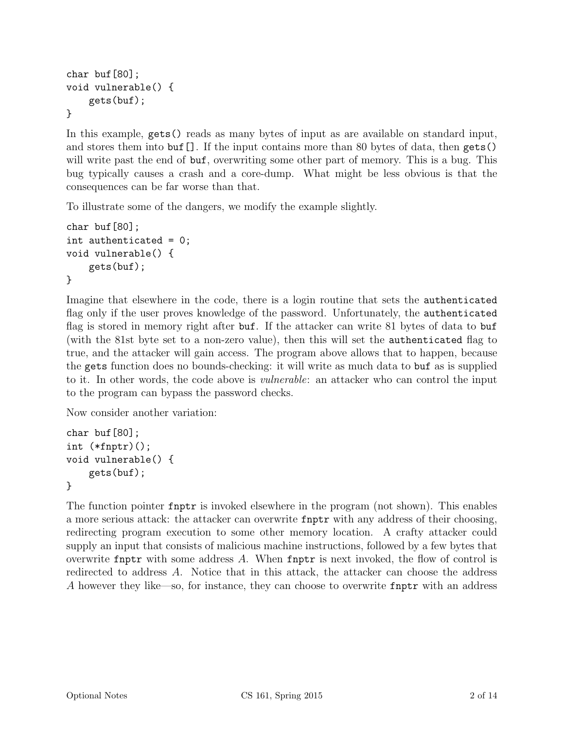```
char buf[80];
void vulnerable() {
    gets(buf);
}
```

In this example, `gets()` reads as many bytes of input as are available on standard input, and stores them into `buf[]`. If the input contains more than 80 bytes of data, then `gets()` will write past the end of `buf`, overwriting some other part of memory. This is a bug. This bug typically causes a crash and a core-dump. What might be less obvious is that the consequences can be far worse than that.

To illustrate some of the dangers, we modify the example slightly.

```
char buf[80];
int authenticated = 0;
void vulnerable() {
    gets(buf);
}
```

Imagine that elsewhere in the code, there is a login routine that sets the `authenticated` flag only if the user proves knowledge of the password. Unfortunately, the `authenticated` flag is stored in memory right after `buf`. If the attacker can write 81 bytes of data to `buf` (with the 81st byte set to a non-zero value), then this will set the `authenticated` flag to true, and the attacker will gain access. The program above allows that to happen, because the `gets` function does no bounds-checking: it will write as much data to `buf` as is supplied to it. In other words, the code above is *vulnerable*: an attacker who can control the input to the program can bypass the password checks.

Now consider another variation:

```
char buf[80];
int (*fnptr)();
void vulnerable() {
    gets(buf);
}
```

The function pointer `fnptr` is invoked elsewhere in the program (not shown). This enables a more serious attack: the attacker can overwrite `fnptr` with any address of their choosing, redirecting program execution to some other memory location. A crafty attacker could supply an input that consists of malicious machine instructions, followed by a few bytes that overwrite `fnptr` with some address $A$. When `fnptr` is next invoked, the flow of control is redirected to address $A$. Notice that in this attack, the attacker can choose the address $A$ however they like—so, for instance, they can choose to overwrite `fnptr` with an address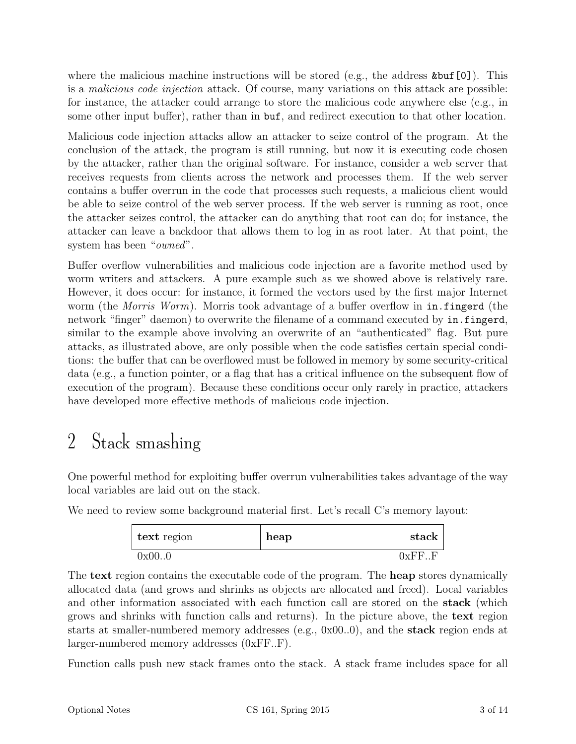where the malicious machine instructions will be stored (e.g., the address `&buf[0]`). This is a *malicious code injection* attack. Of course, many variations on this attack are possible: for instance, the attacker could arrange to store the malicious code anywhere else (e.g., in some other input buffer), rather than in `buf`, and redirect execution to that other location.

Malicious code injection attacks allow an attacker to seize control of the program. At the conclusion of the attack, the program is still running, but now it is executing code chosen by the attacker, rather than the original software. For instance, consider a web server that receives requests from clients across the network and processes them. If the web server contains a buffer overrun in the code that processes such requests, a malicious client would be able to seize control of the web server process. If the web server is running as root, once the attacker seizes control, the attacker can do anything that root can do; for instance, the attacker can leave a backdoor that allows them to log in as root later. At that point, the system has been "*owned*".

Buffer overflow vulnerabilities and malicious code injection are a favorite method used by worm writers and attackers. A pure example such as we showed above is relatively rare. However, it does occur: for instance, it formed the vectors used by the first major Internet worm (the *Morris Worm*). Morris took advantage of a buffer overflow in `in.fingerd` (the network "finger" daemon) to overwrite the filename of a command executed by `in.fingerd`, similar to the example above involving an overwrite of an "authenticated" flag. But pure attacks, as illustrated above, are only possible when the code satisfies certain special conditions: the buffer that can be overflowed must be followed in memory by some security-critical data (e.g., a function pointer, or a flag that has a critical influence on the subsequent flow of execution of the program). Because these conditions occur only rarely in practice, attackers have developed more effective methods of malicious code injection.

# 2 Stack smashing

One powerful method for exploiting buffer overrun vulnerabilities takes advantage of the way local variables are laid out on the stack.

We need to review some background material first. Let's recall C's memory layout:

| **text** region | **heap** | **stack** |
|---|---|---|
| 0x00..0 | | 0xFF..F |

The **text** region contains the executable code of the program. The **heap** stores dynamically allocated data (and grows and shrinks as objects are allocated and freed). Local variables and other information associated with each function call are stored on the **stack** (which grows and shrinks with function calls and returns). In the picture above, the **text** region starts at smaller-numbered memory addresses (e.g., 0x00..0), and the **stack** region ends at larger-numbered memory addresses (0xFF..F).

Function calls push new stack frames onto the stack. A stack frame includes space for all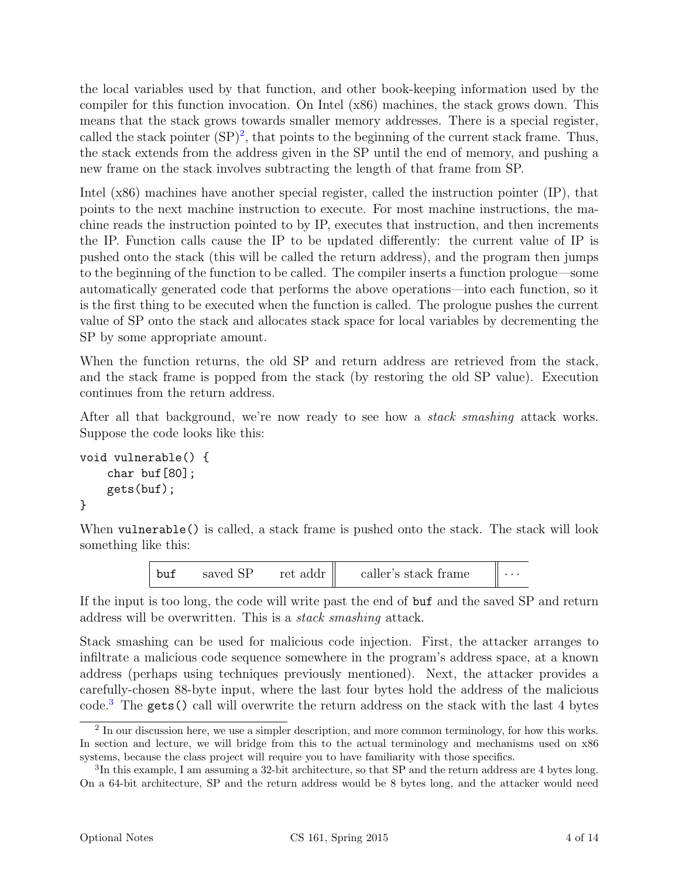the local variables used by that function, and other book-keeping information used by the compiler for this function invocation. On Intel (x86) machines, the stack grows down. This means that the stack grows towards smaller memory addresses. There is a special register, called the stack pointer (SP)[2], that points to the beginning of the current stack frame. Thus, the stack extends from the address given in the SP until the end of memory, and pushing a new frame on the stack involves subtracting the length of that frame from SP.

Intel (x86) machines have another special register, called the instruction pointer (IP), that points to the next machine instruction to execute. For most machine instructions, the machine reads the instruction pointed to by IP, executes that instruction, and then increments the IP. Function calls cause the IP to be updated differently: the current value of IP is pushed onto the stack (this will be called the return address), and the program then jumps to the beginning of the function to be called. The compiler inserts a function prologue—some automatically generated code that performs the above operations—into each function, so it is the first thing to be executed when the function is called. The prologue pushes the current value of SP onto the stack and allocates stack space for local variables by decrementing the SP by some appropriate amount.

When the function returns, the old SP and return address are retrieved from the stack, and the stack frame is popped from the stack (by restoring the old SP value). Execution continues from the return address.

After all that background, we're now ready to see how a *stack smashing* attack works. Suppose the code looks like this:

```
void vulnerable() {
    char buf[80];
    gets(buf);
}
```

When `vulnerable()` is called, a stack frame is pushed onto the stack. The stack will look something like this:

| `buf` | saved SP | ret addr | caller's stack frame | ··· |
|---|---|---|---|---|

If the input is too long, the code will write past the end of `buf` and the saved SP and return address will be overwritten. This is a *stack smashing* attack.

Stack smashing can be used for malicious code injection. First, the attacker arranges to infiltrate a malicious code sequence somewhere in the program's address space, at a known address (perhaps using techniques previously mentioned). Next, the attacker provides a carefully-chosen 88-byte input, where the last four bytes hold the address of the malicious code.[3] The `gets()` call will overwrite the return address on the stack with the last 4 bytes

---

[2] In our discussion here, we use a simpler description, and more common terminology, for how this works. In section and lecture, we will bridge from this to the actual terminology and mechanisms used on x86 systems, because the class project will require you to have familiarity with those specifics.

[3] In this example, I am assuming a 32-bit architecture, so that SP and the return address are 4 bytes long. On a 64-bit architecture, SP and the return address would be 8 bytes long, and the attacker would need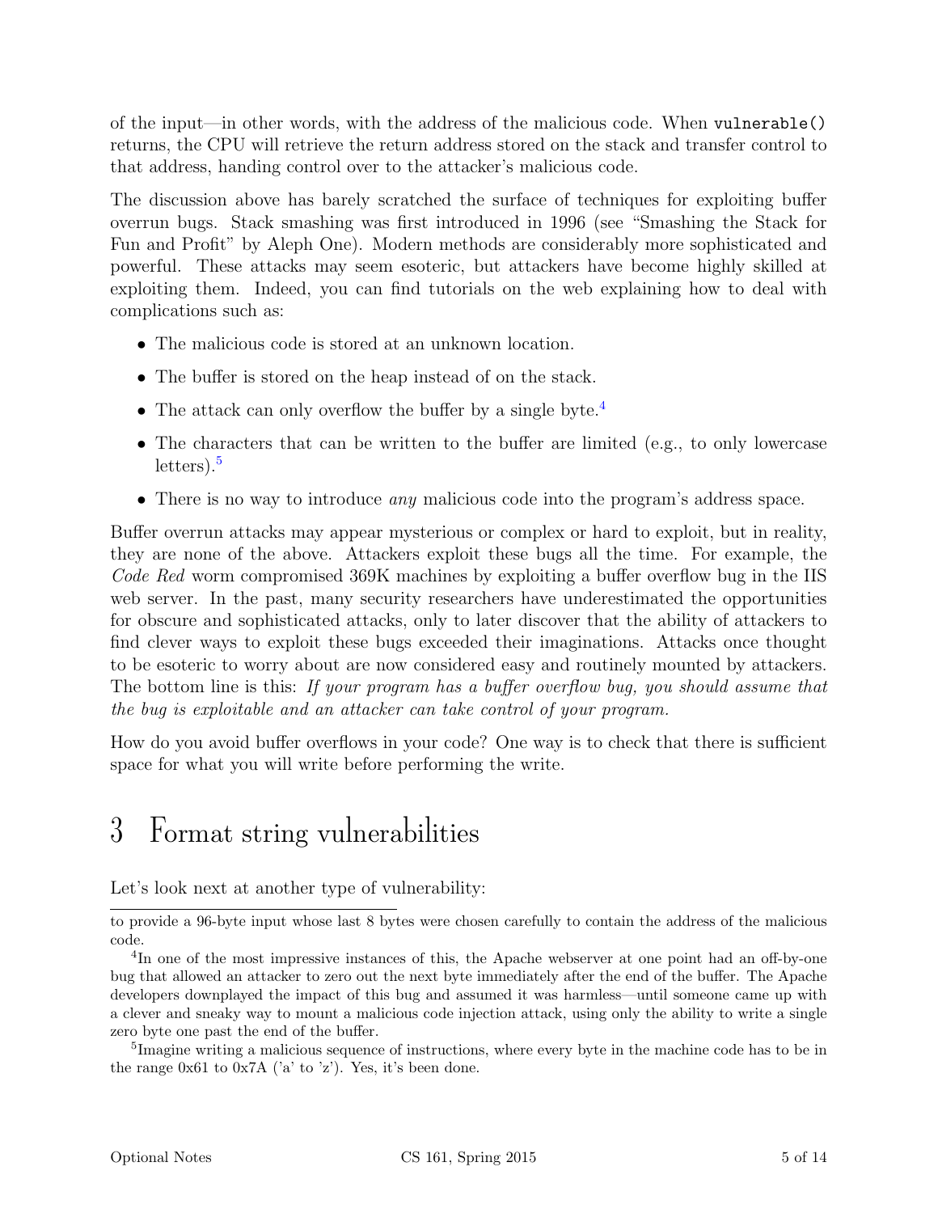of the input—in other words, with the address of the malicious code. When `vulnerable()` returns, the CPU will retrieve the return address stored on the stack and transfer control to that address, handing control over to the attacker's malicious code.

The discussion above has barely scratched the surface of techniques for exploiting buffer overrun bugs. Stack smashing was first introduced in 1996 (see "Smashing the Stack for Fun and Profit" by Aleph One). Modern methods are considerably more sophisticated and powerful. These attacks may seem esoteric, but attackers have become highly skilled at exploiting them. Indeed, you can find tutorials on the web explaining how to deal with complications such as:

- The malicious code is stored at an unknown location.
- The buffer is stored on the heap instead of on the stack.
- The attack can only overflow the buffer by a single byte.[4]
- The characters that can be written to the buffer are limited (e.g., to only lowercase letters).[5]
- There is no way to introduce *any* malicious code into the program's address space.

Buffer overrun attacks may appear mysterious or complex or hard to exploit, but in reality, they are none of the above. Attackers exploit these bugs all the time. For example, the *Code Red* worm compromised 369K machines by exploiting a buffer overflow bug in the IIS web server. In the past, many security researchers have underestimated the opportunities for obscure and sophisticated attacks, only to later discover that the ability of attackers to find clever ways to exploit these bugs exceeded their imaginations. Attacks once thought to be esoteric to worry about are now considered easy and routinely mounted by attackers. The bottom line is this: *If your program has a buffer overflow bug, you should assume that the bug is exploitable and an attacker can take control of your program.*

How do you avoid buffer overflows in your code? One way is to check that there is sufficient space for what you will write before performing the write.

# 3 Format string vulnerabilities

Let's look next at another type of vulnerability:

---

to provide a 96-byte input whose last 8 bytes were chosen carefully to contain the address of the malicious code.

[4] In one of the most impressive instances of this, the Apache webserver at one point had an off-by-one bug that allowed an attacker to zero out the next byte immediately after the end of the buffer. The Apache developers downplayed the impact of this bug and assumed it was harmless—until someone came up with a clever and sneaky way to mount a malicious code injection attack, using only the ability to write a single zero byte one past the end of the buffer.

[5] Imagine writing a malicious sequence of instructions, where every byte in the machine code has to be in the range 0x61 to 0x7A ('a' to 'z'). Yes, it's been done.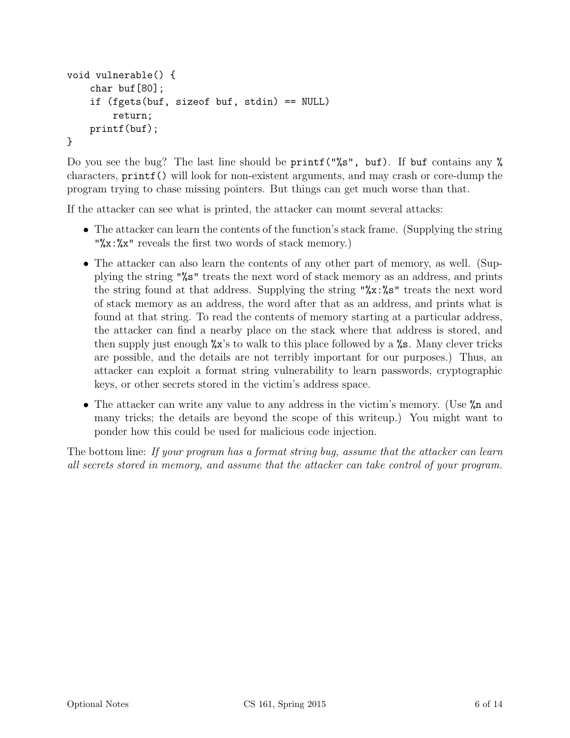```
void vulnerable() {
    char buf[80];
    if (fgets(buf, sizeof buf, stdin) == NULL)
        return;
    printf(buf);
}
```

Do you see the bug? The last line should be `printf("%s", buf)`. If `buf` contains any `%` characters, `printf()` will look for non-existent arguments, and may crash or core-dump the program trying to chase missing pointers. But things can get much worse than that.

If the attacker can see what is printed, the attacker can mount several attacks:

- The attacker can learn the contents of the function's stack frame. (Supplying the string `"%x:%x"` reveals the first two words of stack memory.)
- The attacker can also learn the contents of any other part of memory, as well. (Supplying the string `"%s"` treats the next word of stack memory as an address, and prints the string found at that address. Supplying the string `"%x:%s"` treats the next word of stack memory as an address, the word after that as an address, and prints what is found at that string. To read the contents of memory starting at a particular address, the attacker can find a nearby place on the stack where that address is stored, and then supply just enough `%x`'s to walk to this place followed by a `%s`. Many clever tricks are possible, and the details are not terribly important for our purposes.) Thus, an attacker can exploit a format string vulnerability to learn passwords, cryptographic keys, or other secrets stored in the victim's address space.
- The attacker can write any value to any address in the victim's memory. (Use `%n` and many tricks; the details are beyond the scope of this writeup.) You might want to ponder how this could be used for malicious code injection.

The bottom line: *If your program has a format string bug, assume that the attacker can learn all secrets stored in memory, and assume that the attacker can take control of your program.*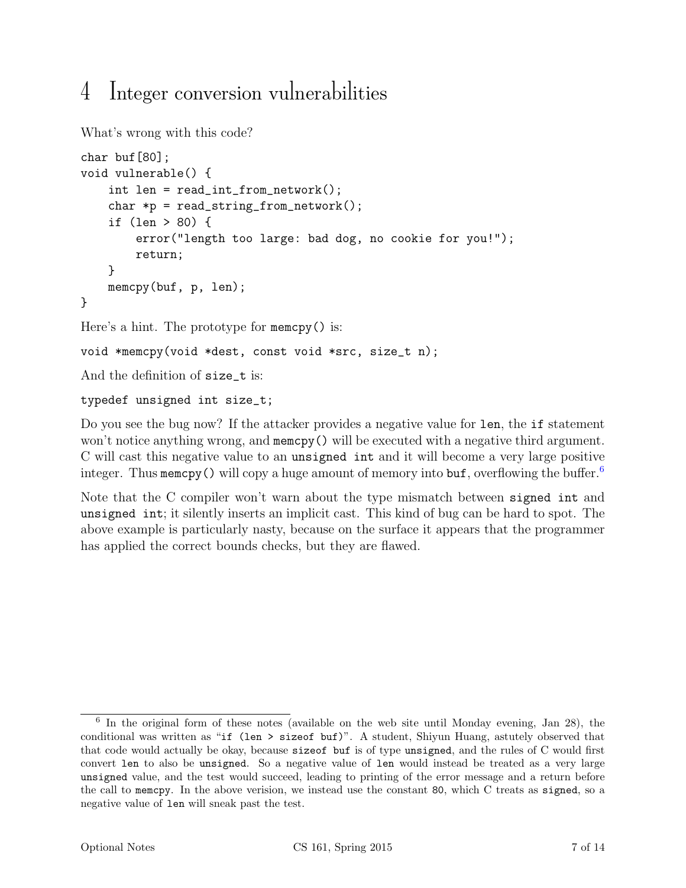# 4 Integer conversion vulnerabilities

What's wrong with this code?

```
char buf[80];
void vulnerable() {
    int len = read_int_from_network();
    char *p = read_string_from_network();
    if (len > 80) {
        error("length too large: bad dog, no cookie for you!");
        return;
    }
    memcpy(buf, p, len);
}
```

Here's a hint. The prototype for `memcpy()` is:

```
void *memcpy(void *dest, const void *src, size_t n);
```

And the definition of `size_t` is:

```
typedef unsigned int size_t;
```

Do you see the bug now? If the attacker provides a negative value for `len`, the `if` statement won't notice anything wrong, and `memcpy()` will be executed with a negative third argument. C will cast this negative value to an `unsigned int` and it will become a very large positive integer. Thus `memcpy()` will copy a huge amount of memory into `buf`, overflowing the buffer.[6]

Note that the C compiler won't warn about the type mismatch between `signed int` and `unsigned int`; it silently inserts an implicit cast. This kind of bug can be hard to spot. The above example is particularly nasty, because on the surface it appears that the programmer has applied the correct bounds checks, but they are flawed.

---

[6] In the original form of these notes (available on the web site until Monday evening, Jan 28), the conditional was written as "`if (len > sizeof buf)`". A student, Shiyun Huang, astutely observed that that code would actually be okay, because `sizeof buf` is of type `unsigned`, and the rules of C would first convert `len` to also be `unsigned`. So a negative value of `len` would instead be treated as a very large `unsigned` value, and the test would succeed, leading to printing of the error message and a return before the call to `memcpy`. In the above verision, we instead use the constant `80`, which C treats as `signed`, so a negative value of `len` will sneak past the test.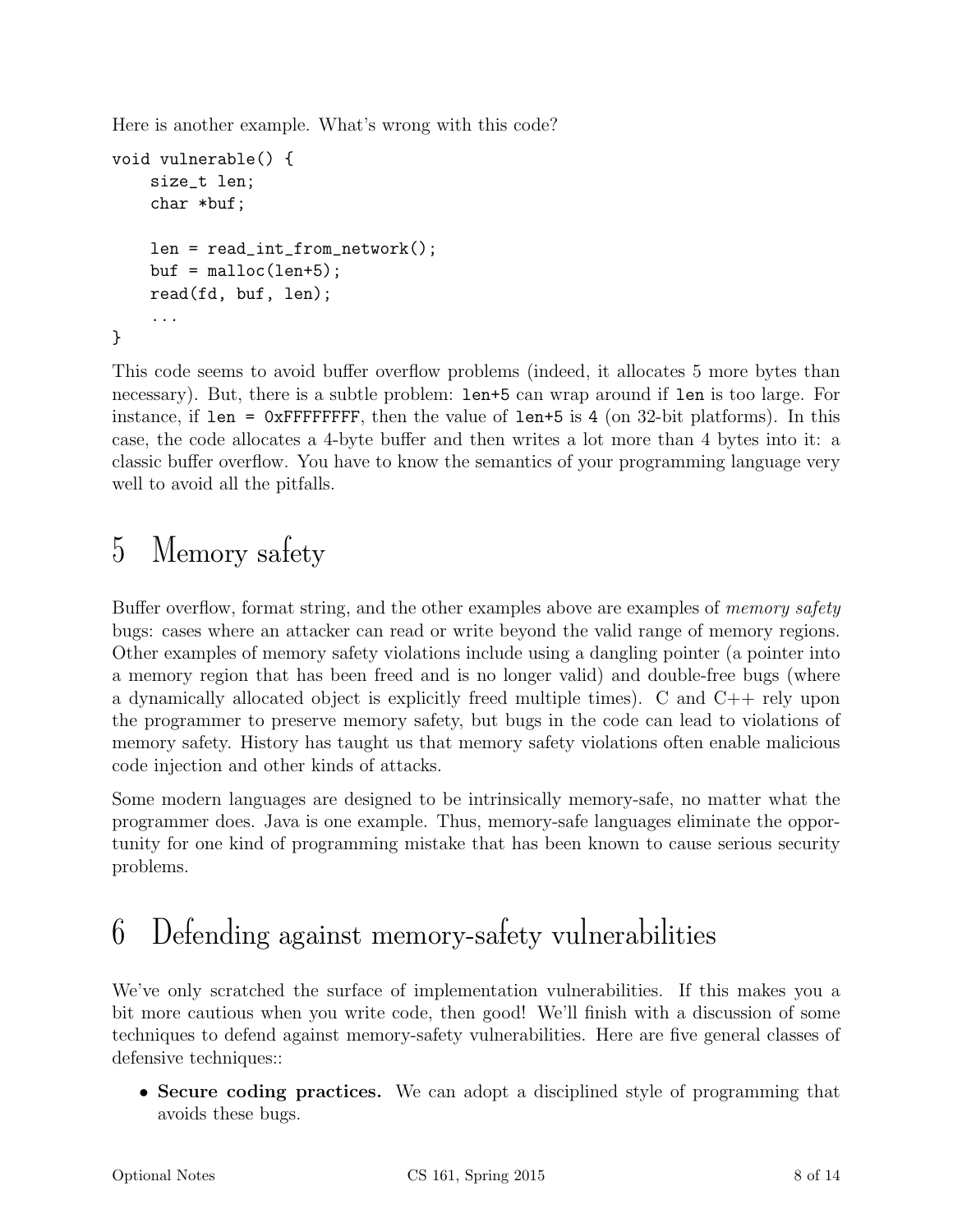Here is another example. What's wrong with this code?

```
void vulnerable() {
    size_t len;
    char *buf;

    len = read_int_from_network();
    buf = malloc(len+5);
    read(fd, buf, len);
    ...
}
```

This code seems to avoid buffer overflow problems (indeed, it allocates 5 more bytes than necessary). But, there is a subtle problem: `len+5` can wrap around if `len` is too large. For instance, if `len = 0xFFFFFFFF`, then the value of `len+5` is `4` (on 32-bit platforms). In this case, the code allocates a 4-byte buffer and then writes a lot more than 4 bytes into it: a classic buffer overflow. You have to know the semantics of your programming language very well to avoid all the pitfalls.

# 5 Memory safety

Buffer overflow, format string, and the other examples above are examples of *memory safety* bugs: cases where an attacker can read or write beyond the valid range of memory regions. Other examples of memory safety violations include using a dangling pointer (a pointer into a memory region that has been freed and is no longer valid) and double-free bugs (where a dynamically allocated object is explicitly freed multiple times). C and C++ rely upon the programmer to preserve memory safety, but bugs in the code can lead to violations of memory safety. History has taught us that memory safety violations often enable malicious code injection and other kinds of attacks.

Some modern languages are designed to be intrinsically memory-safe, no matter what the programmer does. Java is one example. Thus, memory-safe languages eliminate the opportunity for one kind of programming mistake that has been known to cause serious security problems.

# 6 Defending against memory-safety vulnerabilities

We've only scratched the surface of implementation vulnerabilities. If this makes you a bit more cautious when you write code, then good! We'll finish with a discussion of some techniques to defend against memory-safety vulnerabilities. Here are five general classes of defensive techniques::

- **Secure coding practices.** We can adopt a disciplined style of programming that avoids these bugs.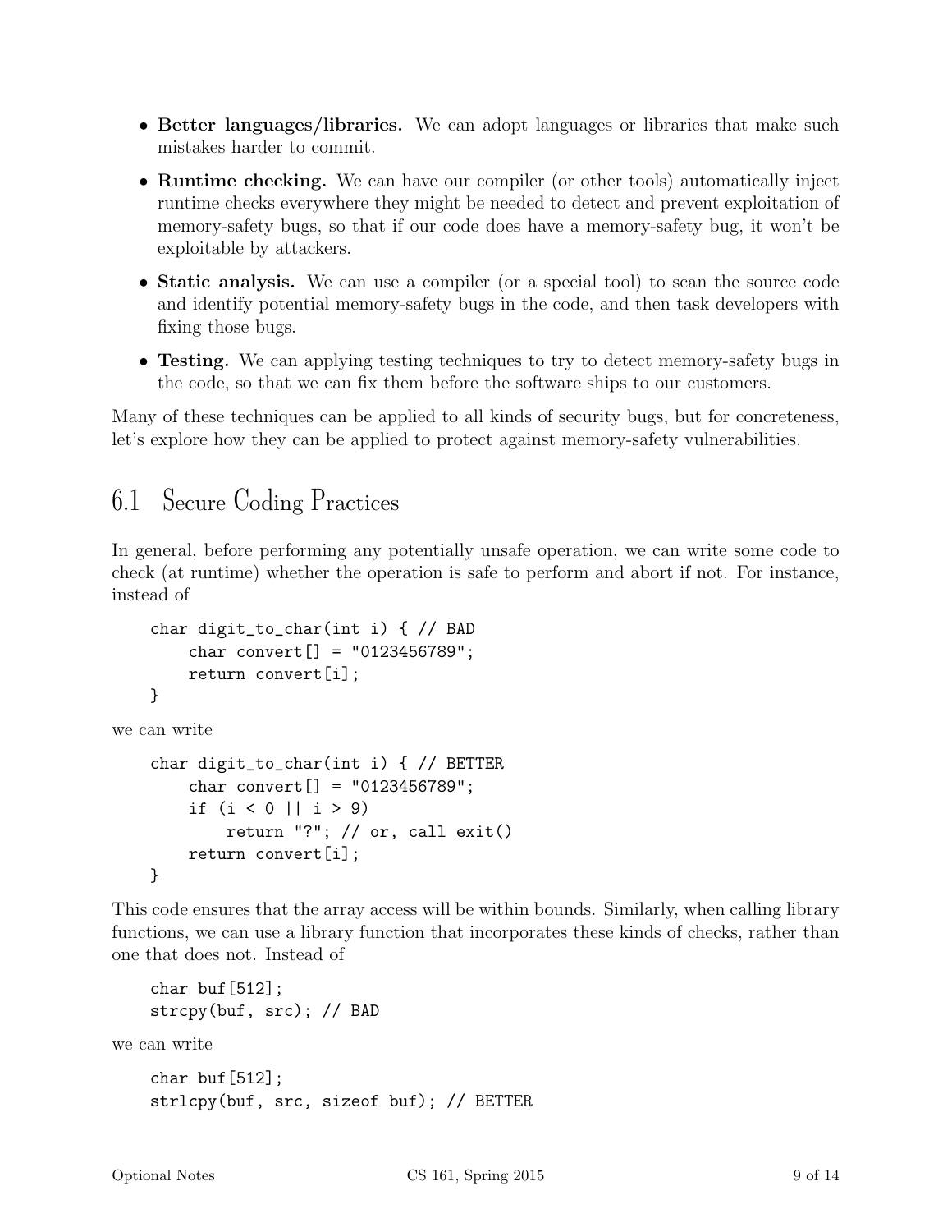- **Better languages/libraries.** We can adopt languages or libraries that make such mistakes harder to commit.
- **Runtime checking.** We can have our compiler (or other tools) automatically inject runtime checks everywhere they might be needed to detect and prevent exploitation of memory-safety bugs, so that if our code does have a memory-safety bug, it won't be exploitable by attackers.
- **Static analysis.** We can use a compiler (or a special tool) to scan the source code and identify potential memory-safety bugs in the code, and then task developers with fixing those bugs.
- **Testing.** We can applying testing techniques to try to detect memory-safety bugs in the code, so that we can fix them before the software ships to our customers.

Many of these techniques can be applied to all kinds of security bugs, but for concreteness, let's explore how they can be applied to protect against memory-safety vulnerabilities.

## 6.1 Secure Coding Practices

In general, before performing any potentially unsafe operation, we can write some code to check (at runtime) whether the operation is safe to perform and abort if not. For instance, instead of

```
char digit_to_char(int i) { // BAD
    char convert[] = "0123456789";
    return convert[i];
}
```

we can write

```
char digit_to_char(int i) { // BETTER
    char convert[] = "0123456789";
    if (i < 0 || i > 9)
        return "?"; // or, call exit()
    return convert[i];
}
```

This code ensures that the array access will be within bounds. Similarly, when calling library functions, we can use a library function that incorporates these kinds of checks, rather than one that does not. Instead of

```
char buf[512];
strcpy(buf, src); // BAD
```

we can write

```
char buf[512];
strlcpy(buf, src, sizeof buf); // BETTER
```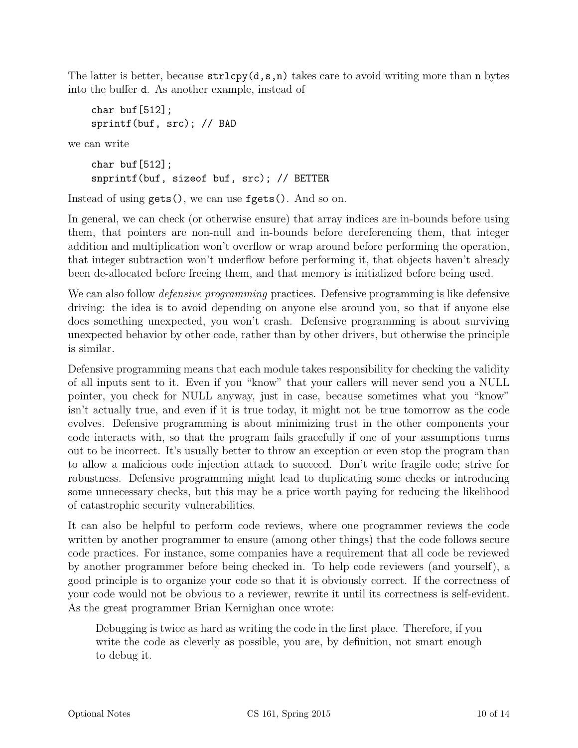The latter is better, because `strlcpy(d,s,n)` takes care to avoid writing more than `n` bytes into the buffer `d`. As another example, instead of

```
char buf[512];
sprintf(buf, src); // BAD
```

we can write

```
char buf[512];
snprintf(buf, sizeof buf, src); // BETTER
```

Instead of using `gets()`, we can use `fgets()`. And so on.

In general, we can check (or otherwise ensure) that array indices are in-bounds before using them, that pointers are non-null and in-bounds before dereferencing them, that integer addition and multiplication won't overflow or wrap around before performing the operation, that integer subtraction won't underflow before performing it, that objects haven't already been de-allocated before freeing them, and that memory is initialized before being used.

We can also follow *defensive programming* practices. Defensive programming is like defensive driving: the idea is to avoid depending on anyone else around you, so that if anyone else does something unexpected, you won't crash. Defensive programming is about surviving unexpected behavior by other code, rather than by other drivers, but otherwise the principle is similar.

Defensive programming means that each module takes responsibility for checking the validity of all inputs sent to it. Even if you "know" that your callers will never send you a NULL pointer, you check for NULL anyway, just in case, because sometimes what you "know" isn't actually true, and even if it is true today, it might not be true tomorrow as the code evolves. Defensive programming is about minimizing trust in the other components your code interacts with, so that the program fails gracefully if one of your assumptions turns out to be incorrect. It's usually better to throw an exception or even stop the program than to allow a malicious code injection attack to succeed. Don't write fragile code; strive for robustness. Defensive programming might lead to duplicating some checks or introducing some unnecessary checks, but this may be a price worth paying for reducing the likelihood of catastrophic security vulnerabilities.

It can also be helpful to perform code reviews, where one programmer reviews the code written by another programmer to ensure (among other things) that the code follows secure code practices. For instance, some companies have a requirement that all code be reviewed by another programmer before being checked in. To help code reviewers (and yourself), a good principle is to organize your code so that it is obviously correct. If the correctness of your code would not be obvious to a reviewer, rewrite it until its correctness is self-evident. As the great programmer Brian Kernighan once wrote:

> Debugging is twice as hard as writing the code in the first place. Therefore, if you write the code as cleverly as possible, you are, by definition, not smart enough to debug it.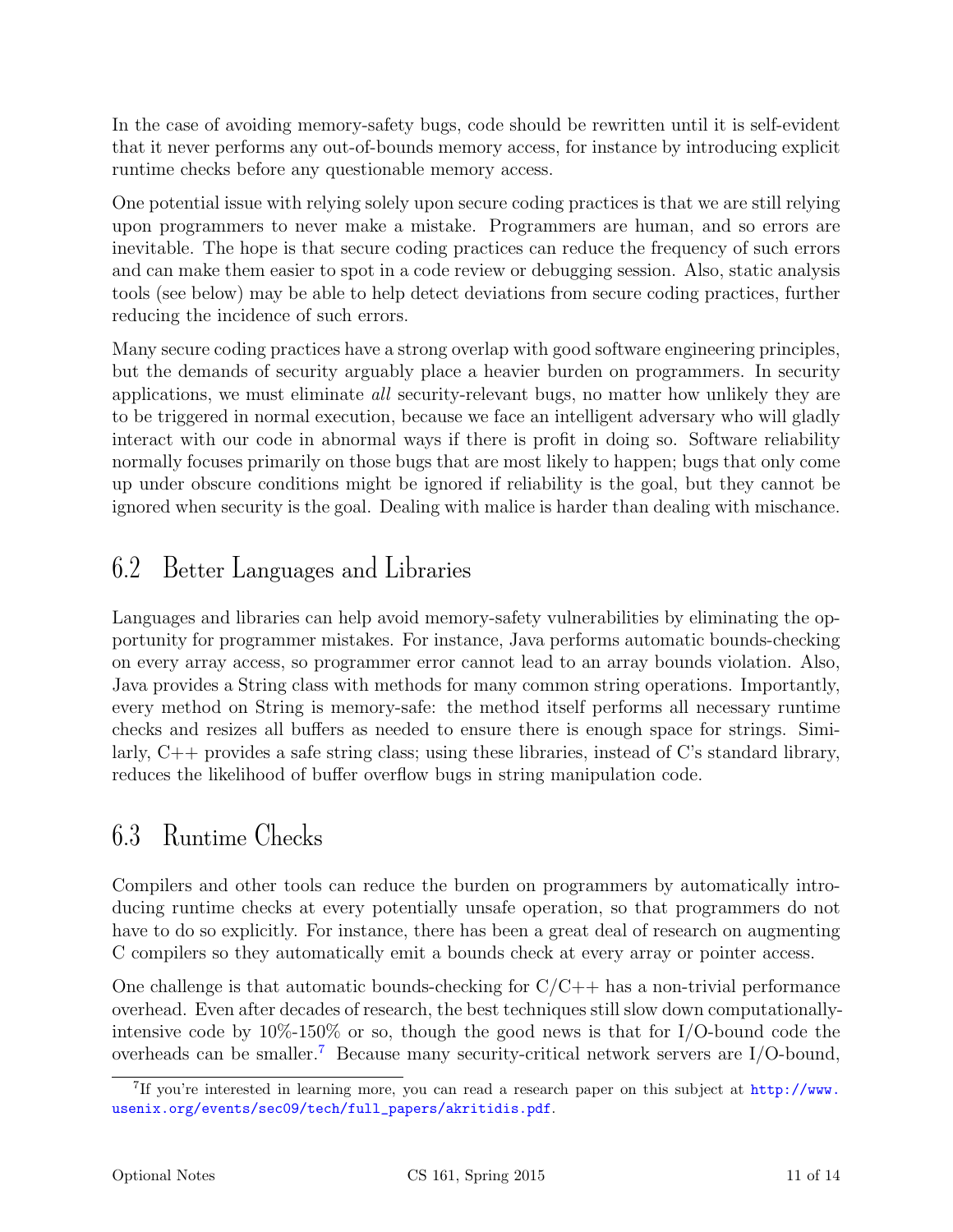In the case of avoiding memory-safety bugs, code should be rewritten until it is self-evident that it never performs any out-of-bounds memory access, for instance by introducing explicit runtime checks before any questionable memory access.

One potential issue with relying solely upon secure coding practices is that we are still relying upon programmers to never make a mistake. Programmers are human, and so errors are inevitable. The hope is that secure coding practices can reduce the frequency of such errors and can make them easier to spot in a code review or debugging session. Also, static analysis tools (see below) may be able to help detect deviations from secure coding practices, further reducing the incidence of such errors.

Many secure coding practices have a strong overlap with good software engineering principles, but the demands of security arguably place a heavier burden on programmers. In security applications, we must eliminate *all* security-relevant bugs, no matter how unlikely they are to be triggered in normal execution, because we face an intelligent adversary who will gladly interact with our code in abnormal ways if there is profit in doing so. Software reliability normally focuses primarily on those bugs that are most likely to happen; bugs that only come up under obscure conditions might be ignored if reliability is the goal, but they cannot be ignored when security is the goal. Dealing with malice is harder than dealing with mischance.

## 6.2 Better Languages and Libraries

Languages and libraries can help avoid memory-safety vulnerabilities by eliminating the opportunity for programmer mistakes. For instance, Java performs automatic bounds-checking on every array access, so programmer error cannot lead to an array bounds violation. Also, Java provides a String class with methods for many common string operations. Importantly, every method on String is memory-safe: the method itself performs all necessary runtime checks and resizes all buffers as needed to ensure there is enough space for strings. Similarly, C++ provides a safe string class; using these libraries, instead of C's standard library, reduces the likelihood of buffer overflow bugs in string manipulation code.

## 6.3 Runtime Checks

Compilers and other tools can reduce the burden on programmers by automatically introducing runtime checks at every potentially unsafe operation, so that programmers do not have to do so explicitly. For instance, there has been a great deal of research on augmenting C compilers so they automatically emit a bounds check at every array or pointer access.

One challenge is that automatic bounds-checking for C/C++ has a non-trivial performance overhead. Even after decades of research, the best techniques still slow down computationally-intensive code by 10%-150% or so, though the good news is that for I/O-bound code the overheads can be smaller.[7] Because many security-critical network servers are I/O-bound,

[7] If you're interested in learning more, you can read a research paper on this subject at http://www.usenix.org/events/sec09/tech/full_papers/akritidis.pdf.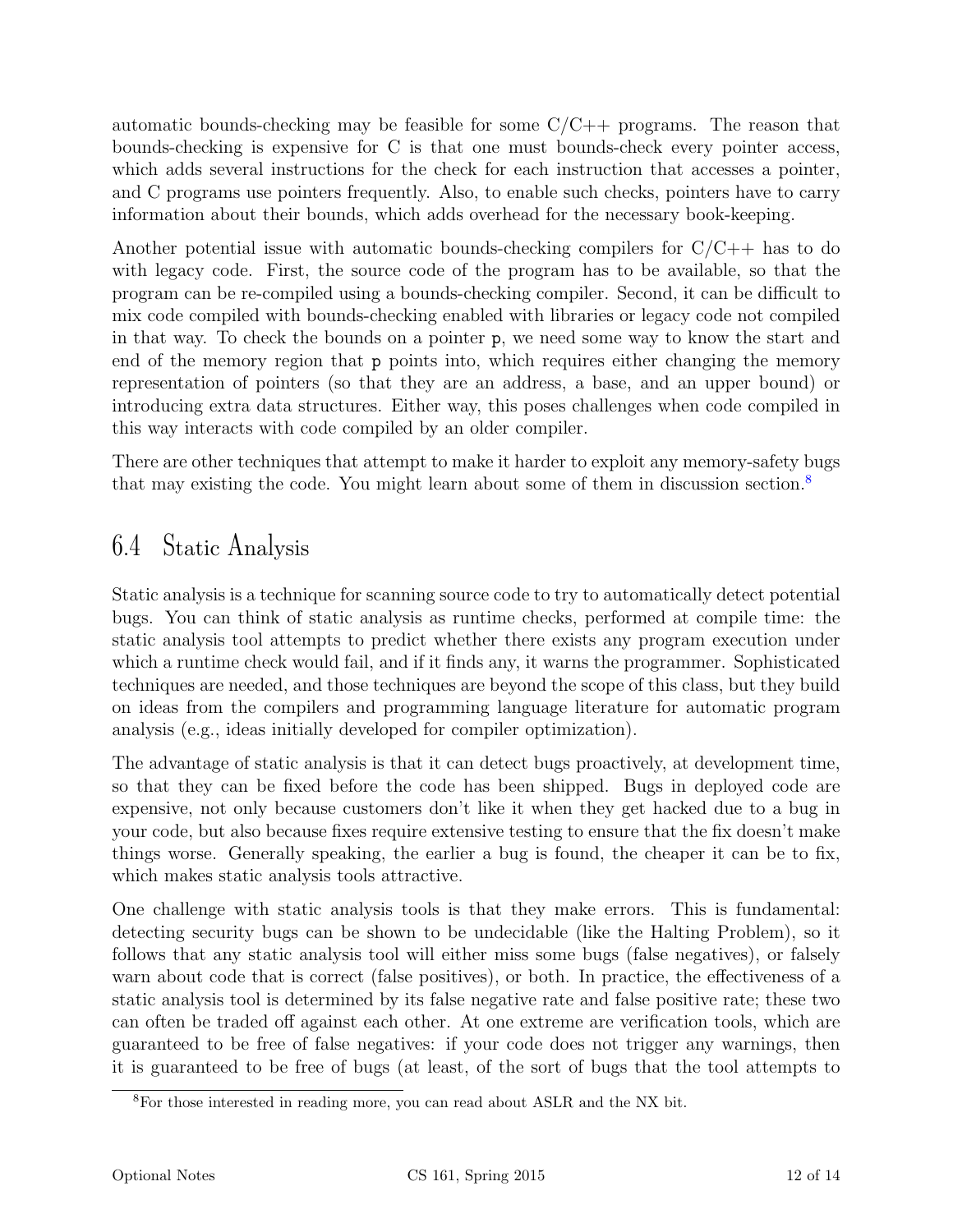automatic bounds-checking may be feasible for some C/C++ programs. The reason that bounds-checking is expensive for C is that one must bounds-check every pointer access, which adds several instructions for the check for each instruction that accesses a pointer, and C programs use pointers frequently. Also, to enable such checks, pointers have to carry information about their bounds, which adds overhead for the necessary book-keeping.

Another potential issue with automatic bounds-checking compilers for C/C++ has to do with legacy code. First, the source code of the program has to be available, so that the program can be re-compiled using a bounds-checking compiler. Second, it can be difficult to mix code compiled with bounds-checking enabled with libraries or legacy code not compiled in that way. To check the bounds on a pointer `p`, we need some way to know the start and end of the memory region that `p` points into, which requires either changing the memory representation of pointers (so that they are an address, a base, and an upper bound) or introducing extra data structures. Either way, this poses challenges when code compiled in this way interacts with code compiled by an older compiler.

There are other techniques that attempt to make it harder to exploit any memory-safety bugs that may existing the code. You might learn about some of them in discussion section.[8]

## 6.4 Static Analysis

Static analysis is a technique for scanning source code to try to automatically detect potential bugs. You can think of static analysis as runtime checks, performed at compile time: the static analysis tool attempts to predict whether there exists any program execution under which a runtime check would fail, and if it finds any, it warns the programmer. Sophisticated techniques are needed, and those techniques are beyond the scope of this class, but they build on ideas from the compilers and programming language literature for automatic program analysis (e.g., ideas initially developed for compiler optimization).

The advantage of static analysis is that it can detect bugs proactively, at development time, so that they can be fixed before the code has been shipped. Bugs in deployed code are expensive, not only because customers don't like it when they get hacked due to a bug in your code, but also because fixes require extensive testing to ensure that the fix doesn't make things worse. Generally speaking, the earlier a bug is found, the cheaper it can be to fix, which makes static analysis tools attractive.

One challenge with static analysis tools is that they make errors. This is fundamental: detecting security bugs can be shown to be undecidable (like the Halting Problem), so it follows that any static analysis tool will either miss some bugs (false negatives), or falsely warn about code that is correct (false positives), or both. In practice, the effectiveness of a static analysis tool is determined by its false negative rate and false positive rate; these two can often be traded off against each other. At one extreme are verification tools, which are guaranteed to be free of false negatives: if your code does not trigger any warnings, then it is guaranteed to be free of bugs (at least, of the sort of bugs that the tool attempts to

[8] For those interested in reading more, you can read about ASLR and the NX bit.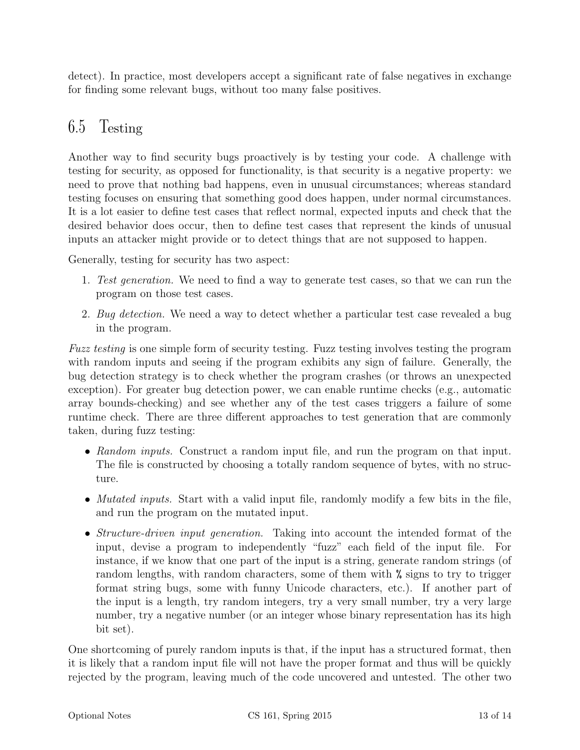detect). In practice, most developers accept a significant rate of false negatives in exchange for finding some relevant bugs, without too many false positives.

## 6.5 Testing

Another way to find security bugs proactively is by testing your code. A challenge with testing for security, as opposed for functionality, is that security is a negative property: we need to prove that nothing bad happens, even in unusual circumstances; whereas standard testing focuses on ensuring that something good does happen, under normal circumstances. It is a lot easier to define test cases that reflect normal, expected inputs and check that the desired behavior does occur, then to define test cases that represent the kinds of unusual inputs an attacker might provide or to detect things that are not supposed to happen.

Generally, testing for security has two aspect:

1. *Test generation.* We need to find a way to generate test cases, so that we can run the program on those test cases.
2. *Bug detection.* We need a way to detect whether a particular test case revealed a bug in the program.

*Fuzz testing* is one simple form of security testing. Fuzz testing involves testing the program with random inputs and seeing if the program exhibits any sign of failure. Generally, the bug detection strategy is to check whether the program crashes (or throws an unexpected exception). For greater bug detection power, we can enable runtime checks (e.g., automatic array bounds-checking) and see whether any of the test cases triggers a failure of some runtime check. There are three different approaches to test generation that are commonly taken, during fuzz testing:

- *Random inputs.* Construct a random input file, and run the program on that input. The file is constructed by choosing a totally random sequence of bytes, with no structure.
- *Mutated inputs.* Start with a valid input file, randomly modify a few bits in the file, and run the program on the mutated input.
- *Structure-driven input generation.* Taking into account the intended format of the input, devise a program to independently "fuzz" each field of the input file. For instance, if we know that one part of the input is a string, generate random strings (of random lengths, with random characters, some of them with `%` signs to try to trigger format string bugs, some with funny Unicode characters, etc.). If another part of the input is a length, try random integers, try a very small number, try a very large number, try a negative number (or an integer whose binary representation has its high bit set).

One shortcoming of purely random inputs is that, if the input has a structured format, then it is likely that a random input file will not have the proper format and thus will be quickly rejected by the program, leaving much of the code uncovered and untested. The other two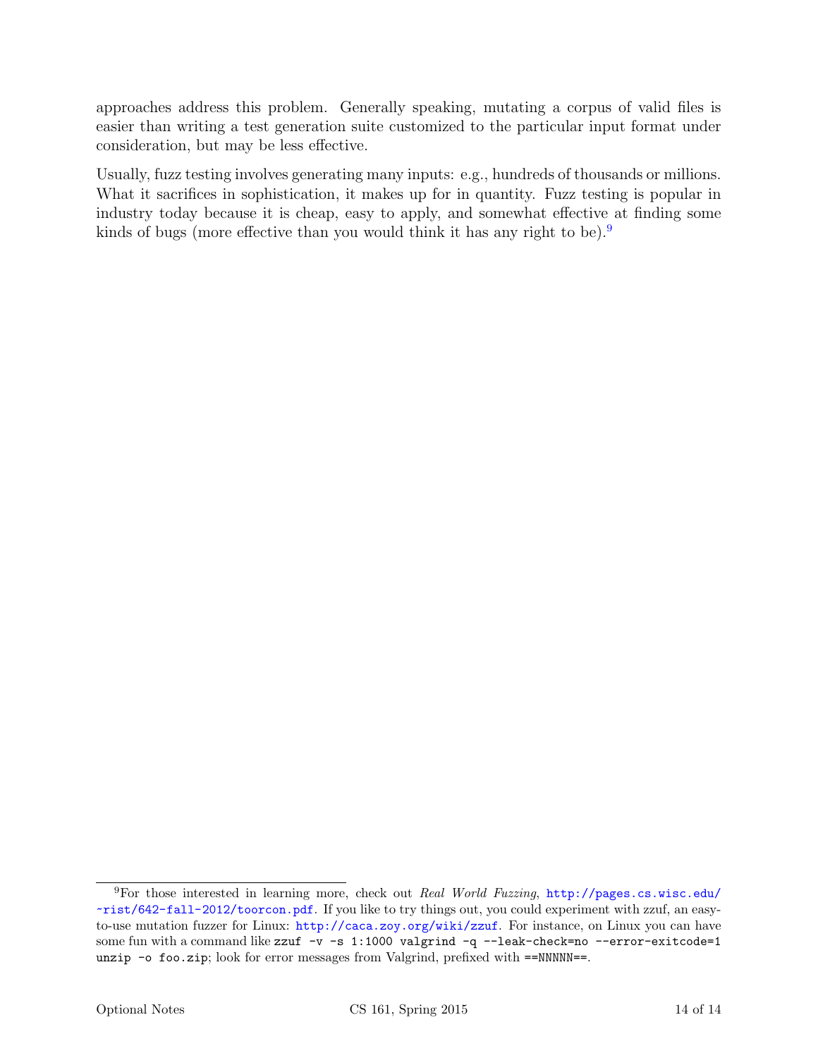approaches address this problem. Generally speaking, mutating a corpus of valid files is easier than writing a test generation suite customized to the particular input format under consideration, but may be less effective.

Usually, fuzz testing involves generating many inputs: e.g., hundreds of thousands or millions. What it sacrifices in sophistication, it makes up for in quantity. Fuzz testing is popular in industry today because it is cheap, easy to apply, and somewhat effective at finding some kinds of bugs (more effective than you would think it has any right to be).[9]

---

[9] For those interested in learning more, check out *Real World Fuzzing*, `http://pages.cs.wisc.edu/~rist/642-fall-2012/toorcon.pdf`. If you like to try things out, you could experiment with zzuf, an easy-to-use mutation fuzzer for Linux: `http://caca.zoy.org/wiki/zzuf`. For instance, on Linux you can have some fun with a command like `zzuf -v -s 1:1000 valgrind -q --leak-check=no --error-exitcode=1 unzip -o foo.zip`; look for error messages from Valgrind, prefixed with `==NNNNN==`.